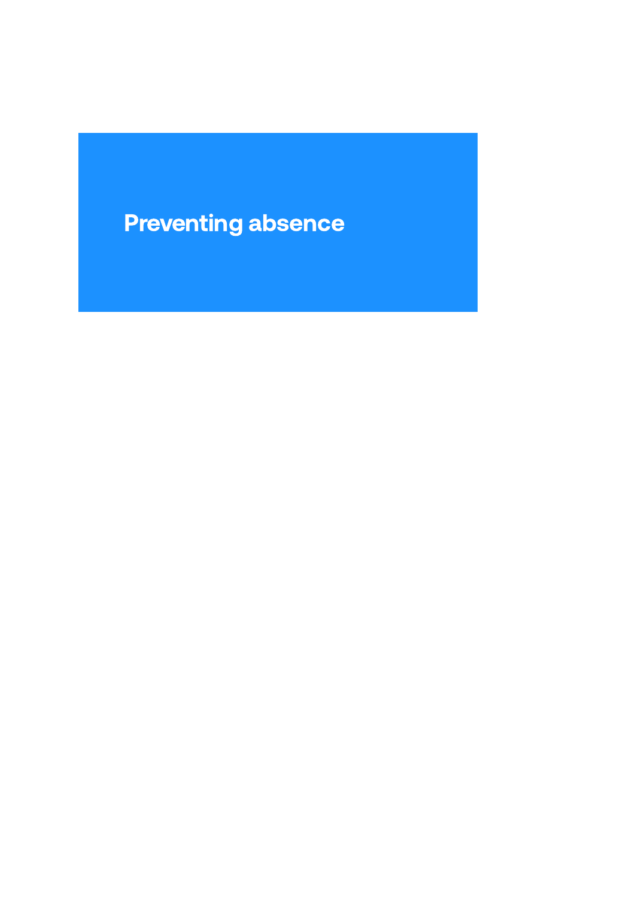# Preventing absence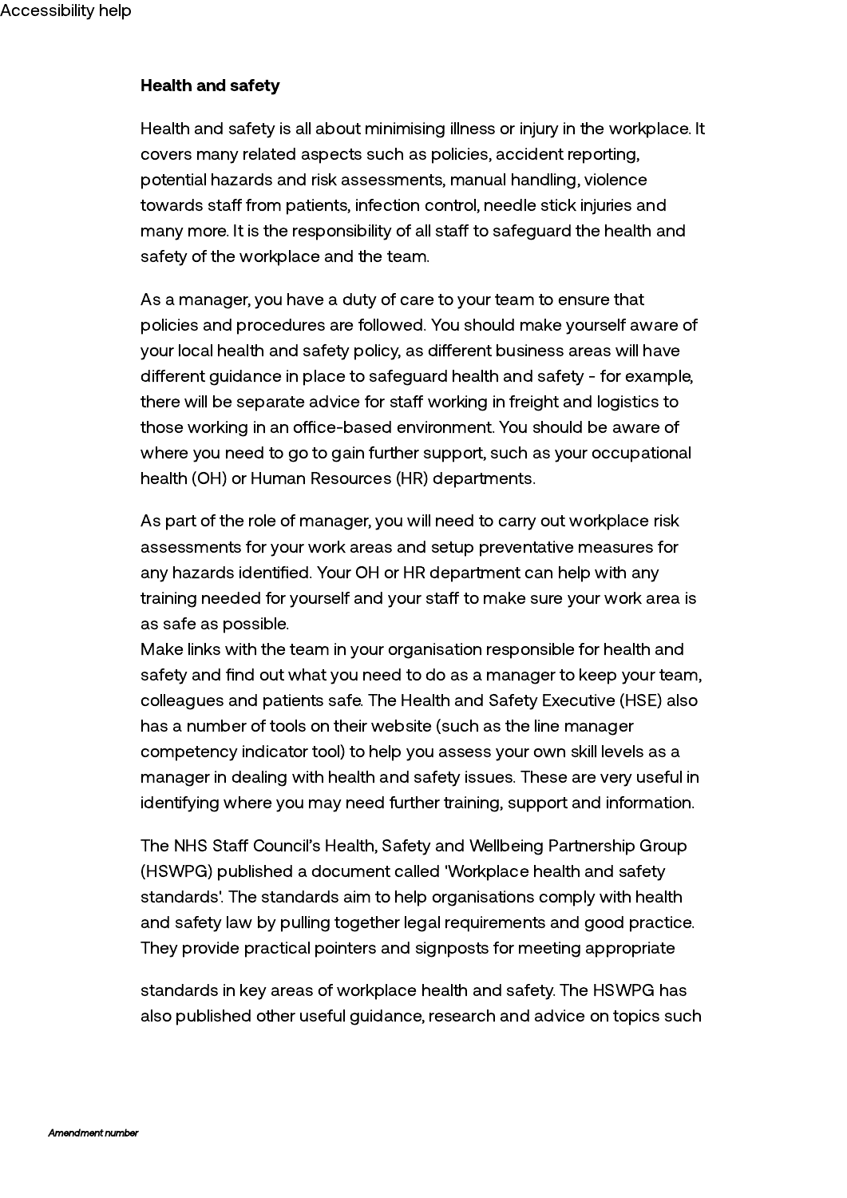**Health and safety**

Health and safety is all about minimising illness or injury in the workplace. It covers many related aspects such as policies, accident reporting, potential hazards and risk assessments, manual handling, violence towards staff from patients, infection control, needle stick injuries and many more. It is the responsibility of all staff to safeguard the health and safety of the workplace and the team.

As a manager, you have a duty of care to your team to ensure that policies and procedures are followed. You should make yourself aware of your local health and safety policy, as different business areas will have different guidance in place to safeguard health and safety - for example, there will be separate advice for staff working in freight and logistics to those working in an office-based environment. You should be aware of where you need to go to gain further support, such as your occupational health (OH) or Human Resources (HR) departments.

As part of the role of manager, you will need to carry out workplace risk assessments for your work areas and setup preventative measures for any hazards identified. Your OH or HR department can help with any training needed for yourself and your staff to make sure your work area is as safe as possible.

Make links with the team in your organisation responsible for health and safety and find out what you need to do as a manager to keep your team, colleagues and patients safe. The Health and Safety Executive (HSE) also has a number of tools on their website (such as the line manager competency indicator tool) to help you assess your own skill levels as a manager in dealing with health and safety issues. These are very useful in identifying where you may need further training, support and information.

The NHS Staff Council's Health, Safety and Wellbeing Partnership Group (HSWPG) published a document called 'Workplace health and safety standards'. The standards aim to help organisations comply with health and safety law by pulling together legal requirements and good practice. They provide practical pointers and signposts for meeting appropriate standards in key areas of workplace health and safety. The HSWPG has also published other useful guidance, research and advice on topics such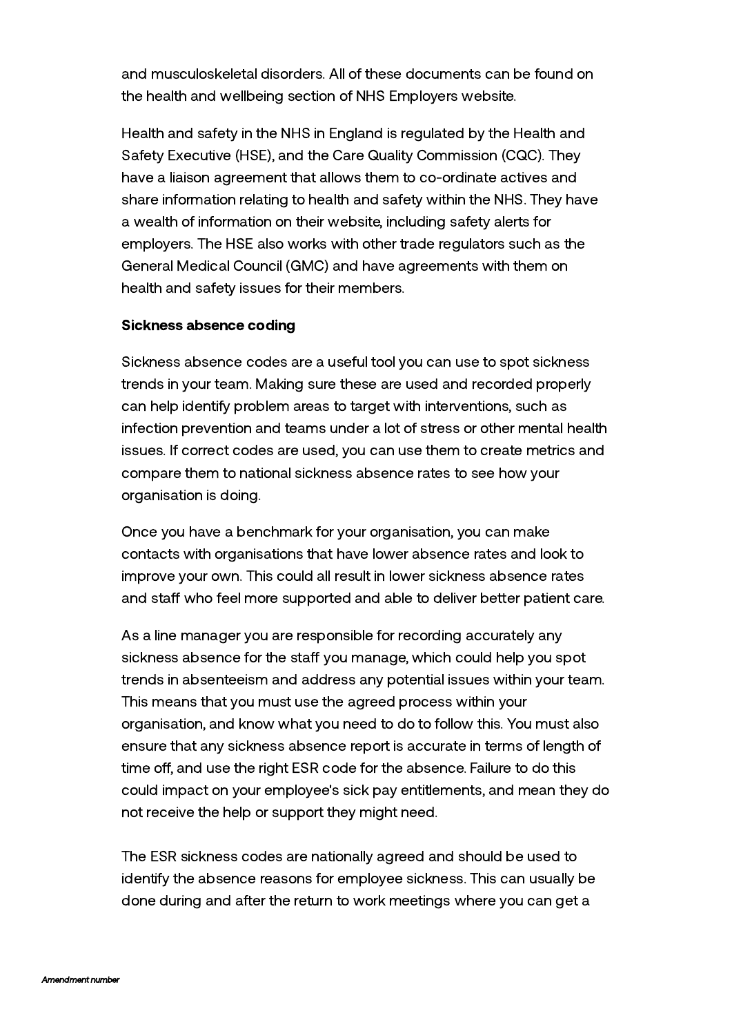and musculoskeletal disorders. All of these documents can be found on the health and wellbeing section of NHS Employers website.

Health and safety in the NHS in England is regulated by the Health and Safety Executive (HSE), and the Care Quality Commission (CQC). They have a liaison agreement that allows them to co-ordinate actives and share information relating to health and safety within the NHS. They have a wealth of information on their website, including safety alerts for employers. The HSE also works with other trade regulators such as the General Medical Council (GMC) and have agreements with them on health and safety issues for their members.

**Sickness absence coding**

Sickness absence codes are a useful tool you can use to spot sickness trends in your team. Making sure these are used and recorded properly can help identify problem areas to target with interventions, such as infection prevention and teams under a lot of stress or other mental health issues. If correct codes are used, you can use them to create metrics and compare them to national sickness absence rates to see how your organisation is doing.

Once you have a benchmark for your organisation, you can make contacts with organisations that have lower absence rates and look to improve your own. This could all result in lower sickness absence rates and staff who feel more supported and able to deliver better patient care.

As a line manager you are responsible for recording accurately any sickness absence for the staff you manage, which could help you spot trends in absenteeism and address any potential issues within your team. This means that you must use the agreed process within your organisation, and know what you need to do to follow this. You must also ensure that any sickness absence report is accurate in terms of length of time off, and use the right ESR code for the absence. Failure to do this could impact on your employee's sick pay entitlements, and mean they do not receive the help or support they might need.

The ESR sickness codes are nationally agreed and should be used to identify the absence reasons for employee sickness. This can usually be done during and after the return to work meetings where you can get a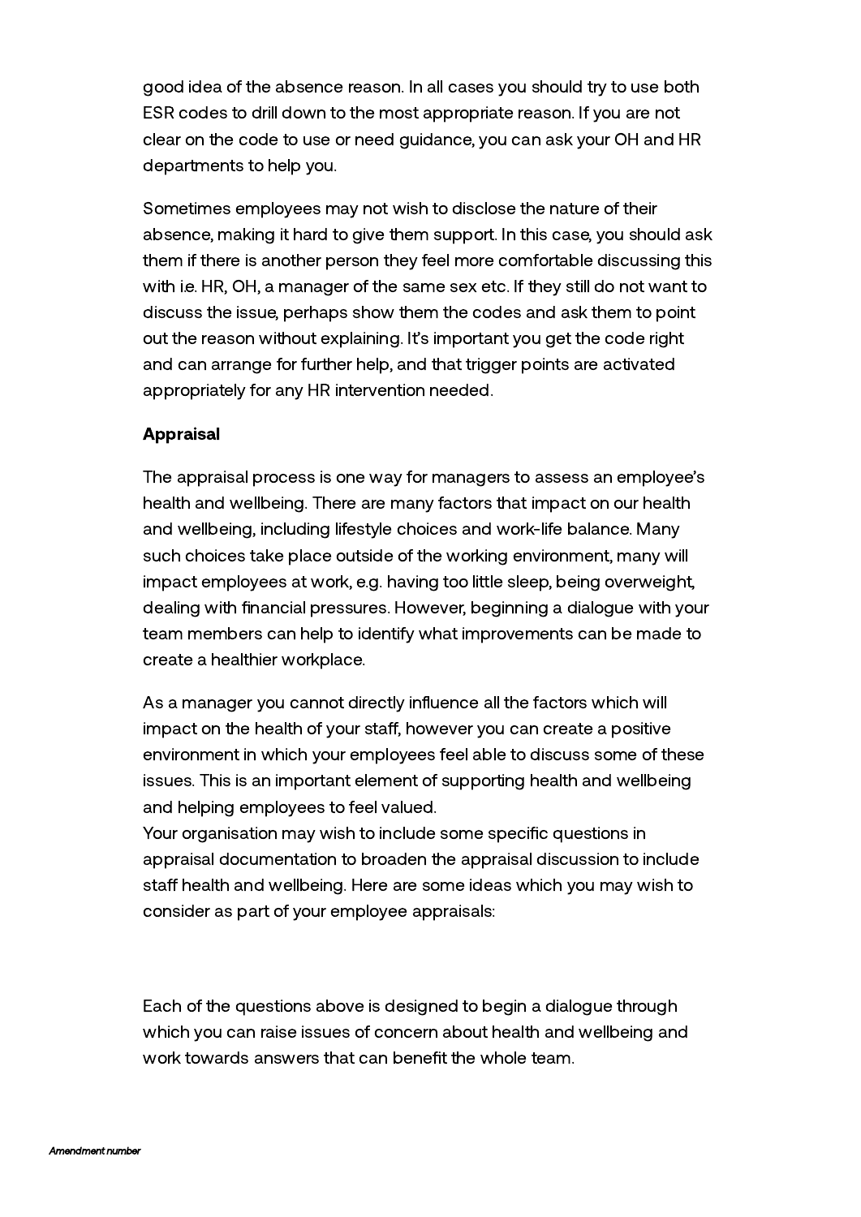good idea of the absence reason. In all cases you should try to use both ESR codes to drill down to the most appropriate reason. If you are not clear on the code to use or need guidance, you can ask your OH and HR departments to help you.

Sometimes employees may not wish to disclose the nature of their absence, making it hard to give them support. In this case, you should ask them if there is another person they feel more comfortable discussing this with i.e. HR, OH, a manager of the same sex etc. If they still do not want to discuss the issue, perhaps show them the codes and ask them to point out the reason without explaining. It's important you get the code right and can arrange for further help, and that trigger points are activated appropriately for any HR intervention needed.

**Appraisal**

The appraisal process is one way for managers to assess an employee's health and wellbeing. There are many factors that impact on our health and wellbeing, including lifestyle choices and work-life balance. Many such choices take place outside of the working environment, many will impact employees at work, e.g. having too little sleep, being overweight, dealing with financial pressures. However, beginning a dialogue with your team members can help to identify what improvements can be made to create a healthier workplace.

As a manager you cannot directly influence all the factors which will impact on the health of your staff, however you can create a positive environment in which your employees feel able to discuss some of these issues. This is an important element of supporting health and wellbeing and helping employees to feel valued.
Your organisation may wish to include some specific questions in appraisal documentation to broaden the appraisal discussion to include staff health and wellbeing. Here are some ideas which you may wish to consider as part of your employee appraisals:

Each of the questions above is designed to begin a dialogue through which you can raise issues of concern about health and wellbeing and work towards answers that can benefit the whole team.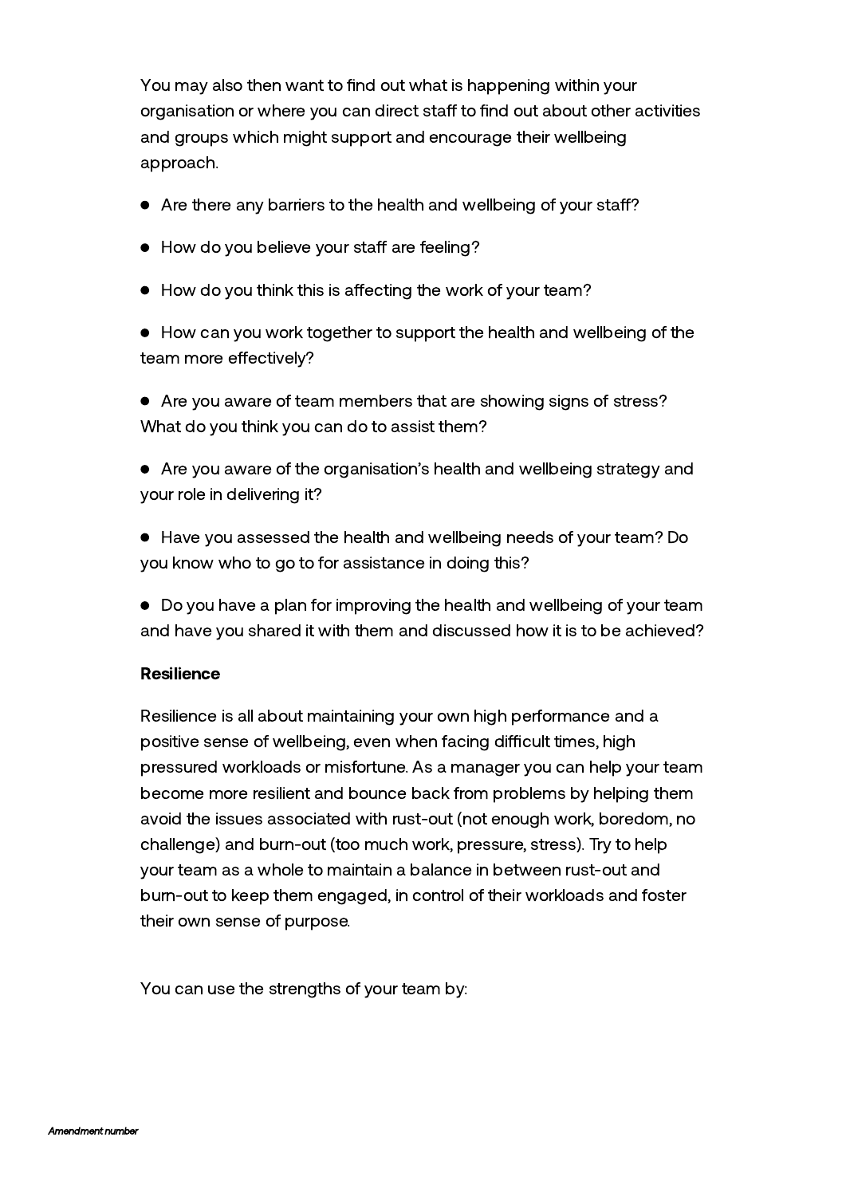You may also then want to find out what is happening within your organisation or where you can direct staff to find out about other activities and groups which might support and encourage their wellbeing approach.

- Are there any barriers to the health and wellbeing of your staff?
- How do you believe your staff are feeling?
- How do you think this is affecting the work of your team?
- How can you work together to support the health and wellbeing of the team more effectively?
- Are you aware of team members that are showing signs of stress? What do you think you can do to assist them?
- Are you aware of the organisation's health and wellbeing strategy and your role in delivering it?
- Have you assessed the health and wellbeing needs of your team? Do you know who to go to for assistance in doing this?
- Do you have a plan for improving the health and wellbeing of your team and have you shared it with them and discussed how it is to be achieved?

**Resilience**

Resilience is all about maintaining your own high performance and a positive sense of wellbeing, even when facing difficult times, high pressured workloads or misfortune. As a manager you can help your team become more resilient and bounce back from problems by helping them avoid the issues associated with rust-out (not enough work, boredom, no challenge) and burn-out (too much work, pressure, stress). Try to help your team as a whole to maintain a balance in between rust-out and burn-out to keep them engaged, in control of their workloads and foster their own sense of purpose.

You can use the strengths of your team by: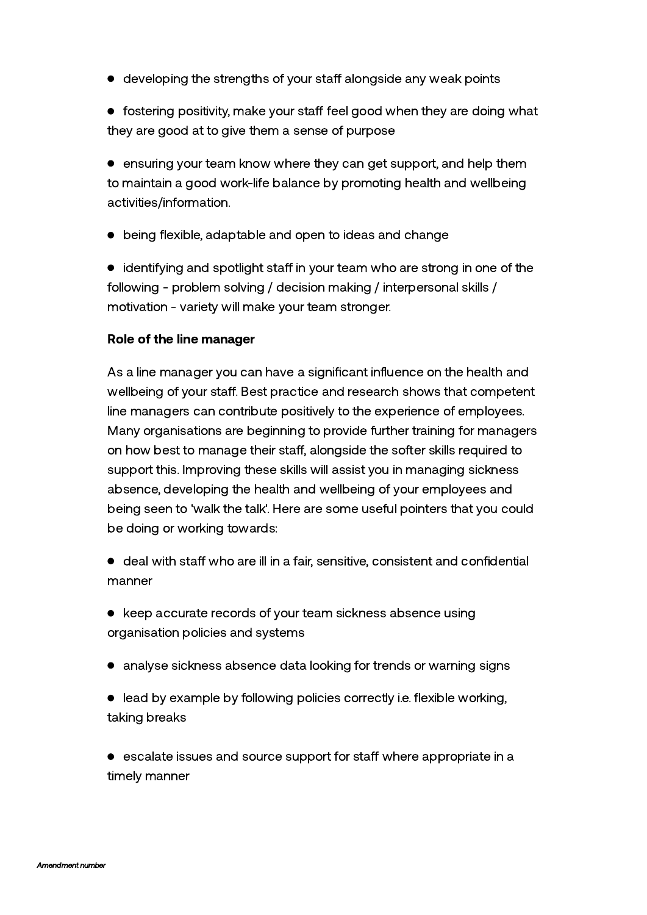- developing the strengths of your staff alongside any weak points
- fostering positivity, make your staff feel good when they are doing what they are good at to give them a sense of purpose
- ensuring your team know where they can get support, and help them to maintain a good work-life balance by promoting health and wellbeing activities/information.
- being flexible, adaptable and open to ideas and change
- identifying and spotlight staff in your team who are strong in one of the following - problem solving / decision making / interpersonal skills / motivation - variety will make your team stronger.

**Role of the line manager**

As a line manager you can have a significant influence on the health and wellbeing of your staff. Best practice and research shows that competent line managers can contribute positively to the experience of employees. Many organisations are beginning to provide further training for managers on how best to manage their staff, alongside the softer skills required to support this. Improving these skills will assist you in managing sickness absence, developing the health and wellbeing of your employees and being seen to 'walk the talk'. Here are some useful pointers that you could be doing or working towards:

- deal with staff who are ill in a fair, sensitive, consistent and confidential manner
- keep accurate records of your team sickness absence using organisation policies and systems
- analyse sickness absence data looking for trends or warning signs
- lead by example by following policies correctly i.e. flexible working, taking breaks
- escalate issues and source support for staff where appropriate in a timely manner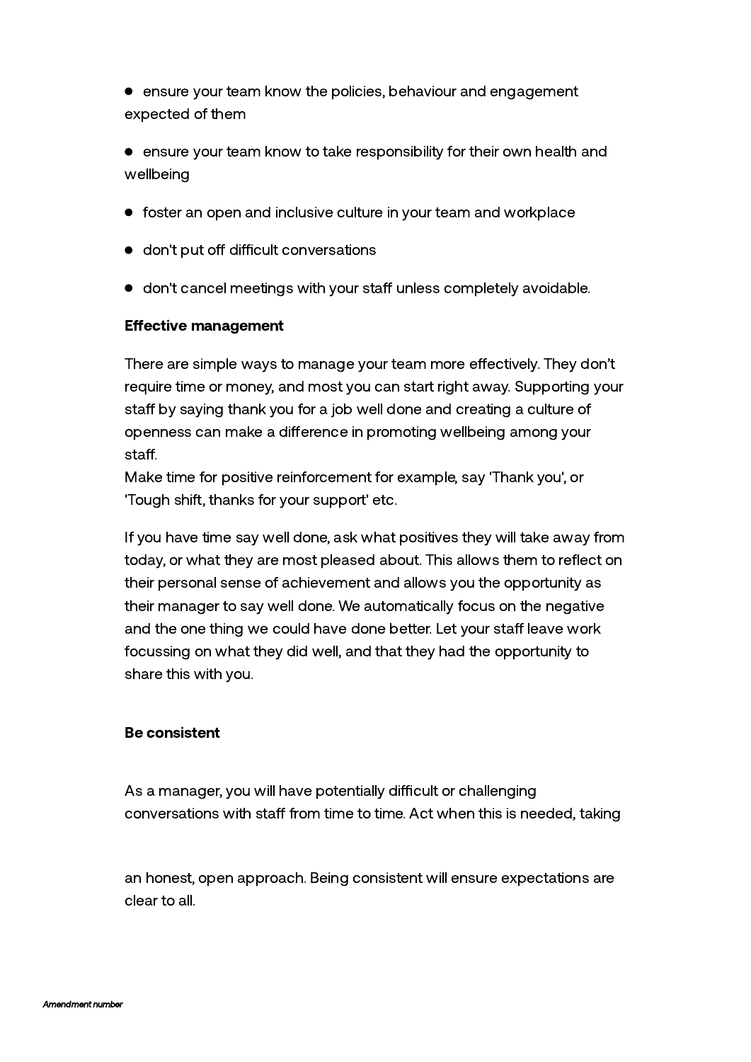- ensure your team know the policies, behaviour and engagement expected of them
- ensure your team know to take responsibility for their own health and wellbeing
- foster an open and inclusive culture in your team and workplace
- don't put off difficult conversations
- don't cancel meetings with your staff unless completely avoidable.

**Effective management**

There are simple ways to manage your team more effectively. They don't require time or money, and most you can start right away. Supporting your staff by saying thank you for a job well done and creating a culture of openness can make a difference in promoting wellbeing among your staff.
Make time for positive reinforcement for example, say 'Thank you', or 'Tough shift, thanks for your support' etc.

If you have time say well done, ask what positives they will take away from today, or what they are most pleased about. This allows them to reflect on their personal sense of achievement and allows you the opportunity as their manager to say well done. We automatically focus on the negative and the one thing we could have done better. Let your staff leave work focussing on what they did well, and that they had the opportunity to share this with you.

**Be consistent**

As a manager, you will have potentially difficult or challenging conversations with staff from time to time. Act when this is needed, taking an honest, open approach. Being consistent will ensure expectations are clear to all.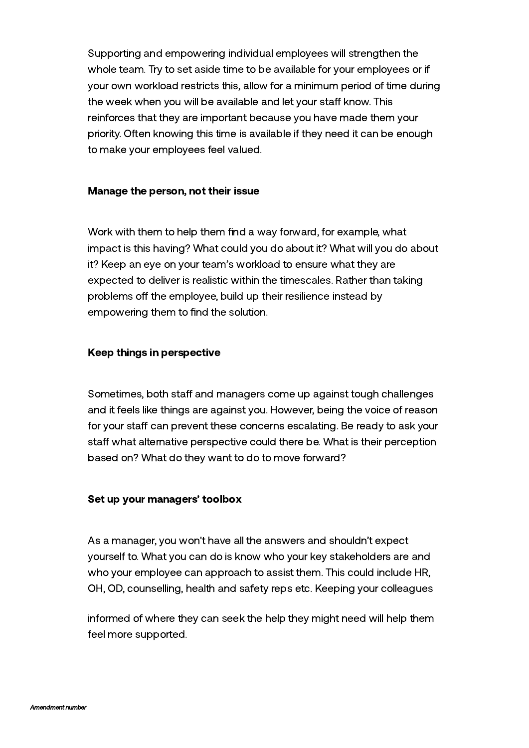Supporting and empowering individual employees will strengthen the whole team. Try to set aside time to be available for your employees or if your own workload restricts this, allow for a minimum period of time during the week when you will be available and let your staff know. This reinforces that they are important because you have made them your priority. Often knowing this time is available if they need it can be enough to make your employees feel valued.

**Manage the person, not their issue**

Work with them to help them find a way forward, for example, what impact is this having? What could you do about it? What will you do about it? Keep an eye on your team's workload to ensure what they are expected to deliver is realistic within the timescales. Rather than taking problems off the employee, build up their resilience instead by empowering them to find the solution.

**Keep things in perspective**

Sometimes, both staff and managers come up against tough challenges and it feels like things are against you. However, being the voice of reason for your staff can prevent these concerns escalating. Be ready to ask your staff what alternative perspective could there be. What is their perception based on? What do they want to do to move forward?

**Set up your managers' toolbox**

As a manager, you won't have all the answers and shouldn't expect yourself to. What you can do is know who your key stakeholders are and who your employee can approach to assist them. This could include HR, OH, OD, counselling, health and safety reps etc. Keeping your colleagues informed of where they can seek the help they might need will help them feel more supported.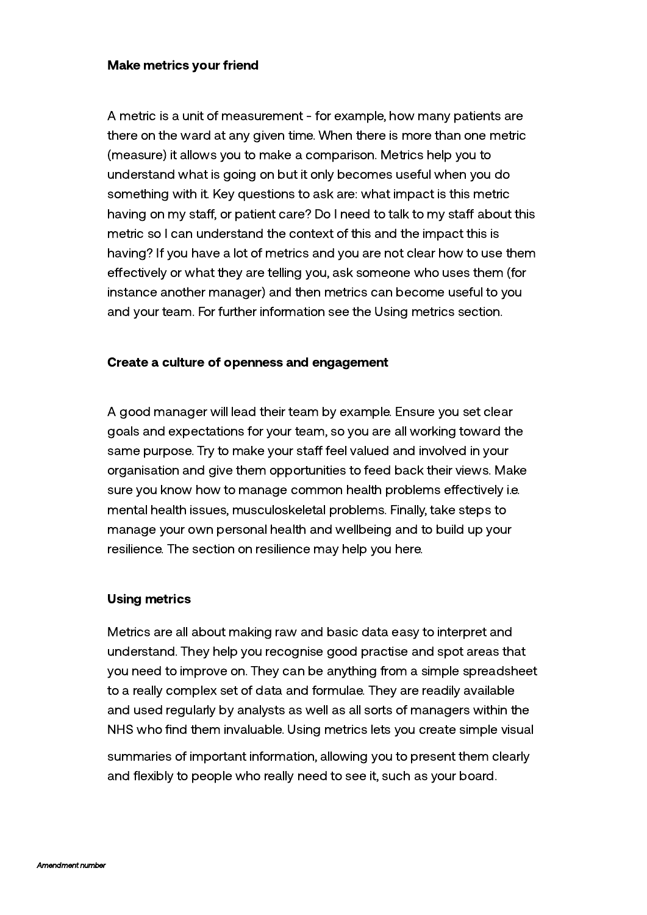**Make metrics your friend**

A metric is a unit of measurement - for example, how many patients are there on the ward at any given time. When there is more than one metric (measure) it allows you to make a comparison. Metrics help you to understand what is going on but it only becomes useful when you do something with it. Key questions to ask are: what impact is this metric having on my staff, or patient care? Do I need to talk to my staff about this metric so I can understand the context of this and the impact this is having? If you have a lot of metrics and you are not clear how to use them effectively or what they are telling you, ask someone who uses them (for instance another manager) and then metrics can become useful to you and your team. For further information see the Using metrics section.

**Create a culture of openness and engagement**

A good manager will lead their team by example. Ensure you set clear goals and expectations for your team, so you are all working toward the same purpose. Try to make your staff feel valued and involved in your organisation and give them opportunities to feed back their views. Make sure you know how to manage common health problems effectively i.e. mental health issues, musculoskeletal problems. Finally, take steps to manage your own personal health and wellbeing and to build up your resilience. The section on resilience may help you here.

**Using metrics**

Metrics are all about making raw and basic data easy to interpret and understand. They help you recognise good practise and spot areas that you need to improve on. They can be anything from a simple spreadsheet to a really complex set of data and formulae. They are readily available and used regularly by analysts as well as all sorts of managers within the NHS who find them invaluable. Using metrics lets you create simple visual summaries of important information, allowing you to present them clearly and flexibly to people who really need to see it, such as your board.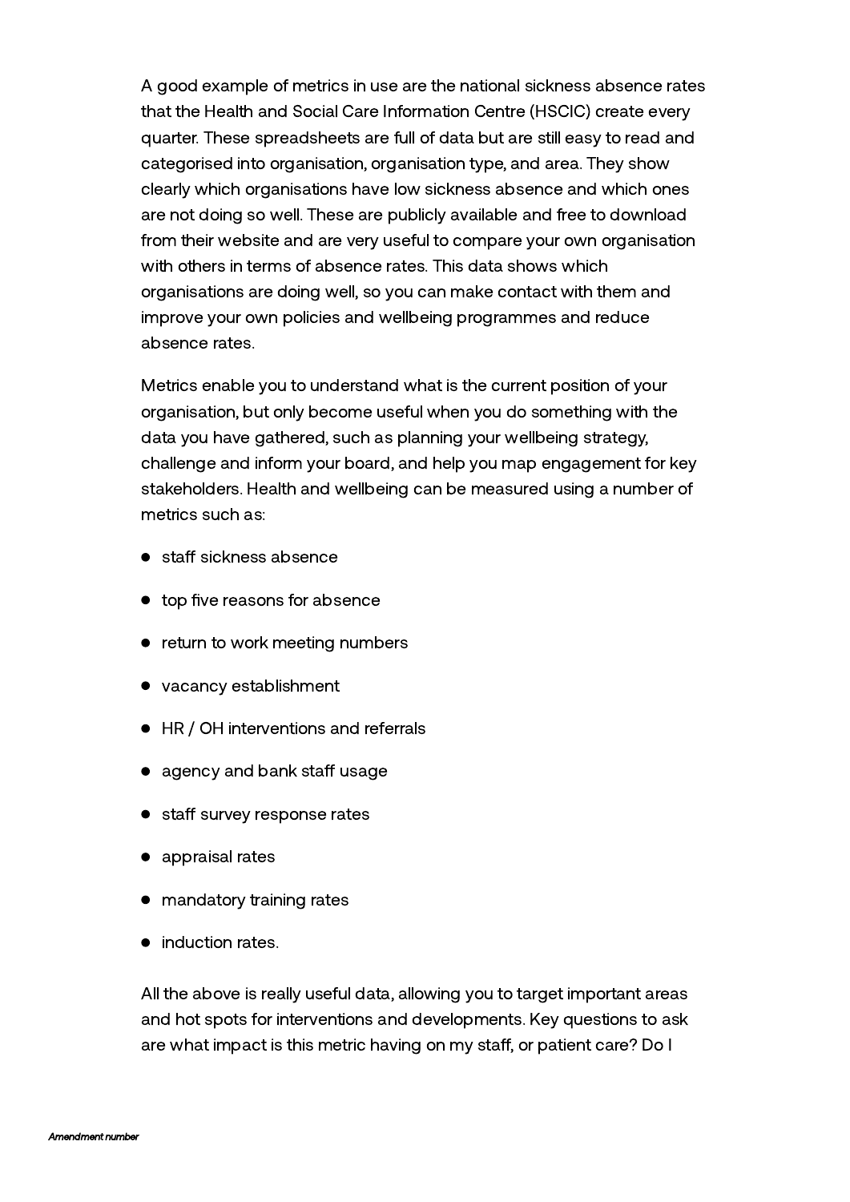A good example of metrics in use are the national sickness absence rates that the Health and Social Care Information Centre (HSCIC) create every quarter. These spreadsheets are full of data but are still easy to read and categorised into organisation, organisation type, and area. They show clearly which organisations have low sickness absence and which ones are not doing so well. These are publicly available and free to download from their website and are very useful to compare your own organisation with others in terms of absence rates. This data shows which organisations are doing well, so you can make contact with them and improve your own policies and wellbeing programmes and reduce absence rates.

Metrics enable you to understand what is the current position of your organisation, but only become useful when you do something with the data you have gathered, such as planning your wellbeing strategy, challenge and inform your board, and help you map engagement for key stakeholders. Health and wellbeing can be measured using a number of metrics such as:

- staff sickness absence
- top five reasons for absence
- return to work meeting numbers
- vacancy establishment
- HR / OH interventions and referrals
- agency and bank staff usage
- staff survey response rates
- appraisal rates
- mandatory training rates
- induction rates.

All the above is really useful data, allowing you to target important areas and hot spots for interventions and developments. Key questions to ask are what impact is this metric having on my staff, or patient care? Do I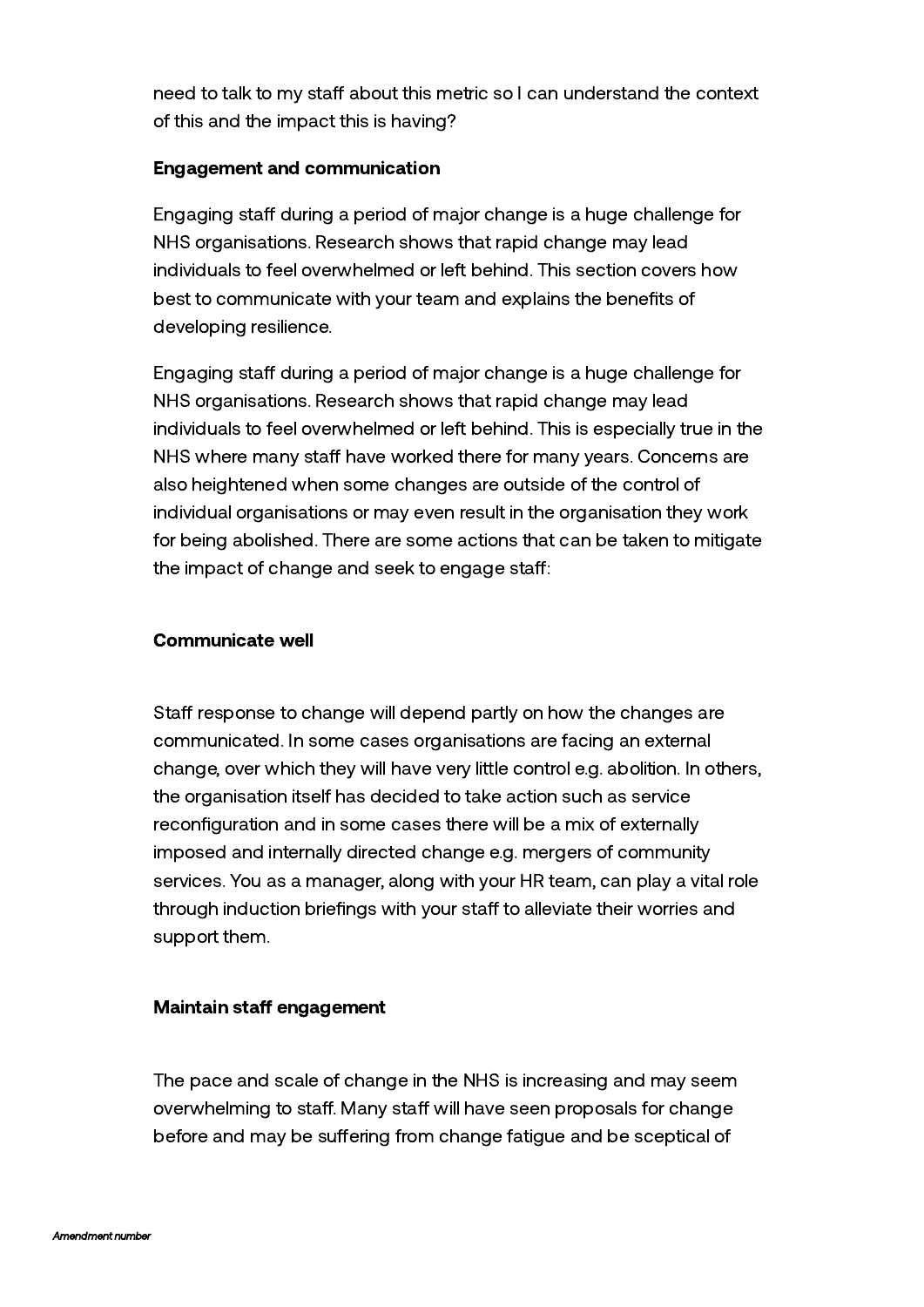need to talk to my staff about this metric so I can understand the context of this and the impact this is having?

**Engagement and communication**

Engaging staff during a period of major change is a huge challenge for NHS organisations. Research shows that rapid change may lead individuals to feel overwhelmed or left behind. This section covers how best to communicate with your team and explains the benefits of developing resilience.

Engaging staff during a period of major change is a huge challenge for NHS organisations. Research shows that rapid change may lead individuals to feel overwhelmed or left behind. This is especially true in the NHS where many staff have worked there for many years. Concerns are also heightened when some changes are outside of the control of individual organisations or may even result in the organisation they work for being abolished. There are some actions that can be taken to mitigate the impact of change and seek to engage staff:

**Communicate well**

Staff response to change will depend partly on how the changes are communicated. In some cases organisations are facing an external change, over which they will have very little control e.g. abolition. In others, the organisation itself has decided to take action such as service reconfiguration and in some cases there will be a mix of externally imposed and internally directed change e.g. mergers of community services. You as a manager, along with your HR team, can play a vital role through induction briefings with your staff to alleviate their worries and support them.

**Maintain staff engagement**

The pace and scale of change in the NHS is increasing and may seem overwhelming to staff. Many staff will have seen proposals for change before and may be suffering from change fatigue and be sceptical of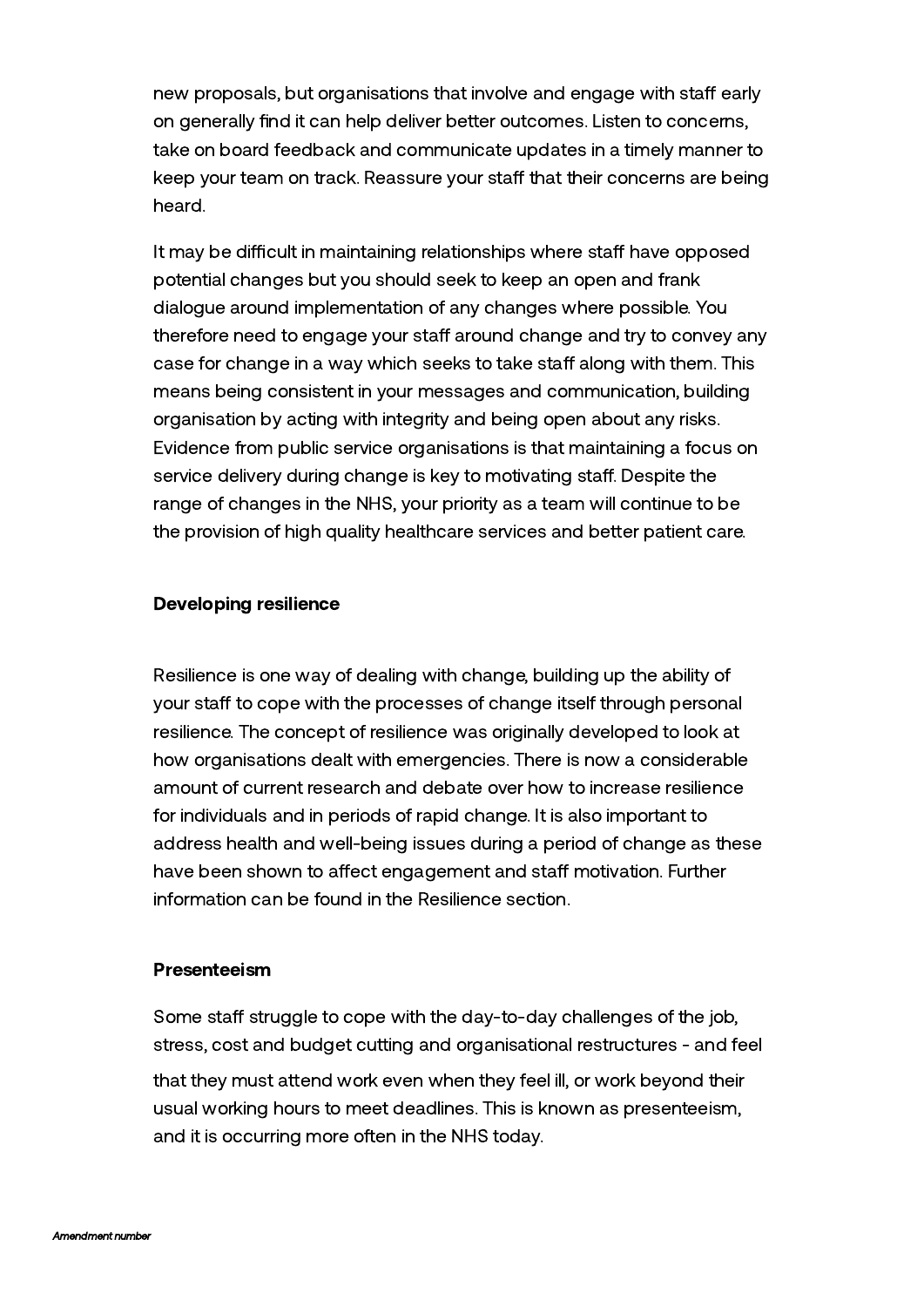new proposals, but organisations that involve and engage with staff early on generally find it can help deliver better outcomes. Listen to concerns, take on board feedback and communicate updates in a timely manner to keep your team on track. Reassure your staff that their concerns are being heard.

It may be difficult in maintaining relationships where staff have opposed potential changes but you should seek to keep an open and frank dialogue around implementation of any changes where possible. You therefore need to engage your staff around change and try to convey any case for change in a way which seeks to take staff along with them. This means being consistent in your messages and communication, building organisation by acting with integrity and being open about any risks. Evidence from public service organisations is that maintaining a focus on service delivery during change is key to motivating staff. Despite the range of changes in the NHS, your priority as a team will continue to be the provision of high quality healthcare services and better patient care.

**Developing resilience**

Resilience is one way of dealing with change, building up the ability of your staff to cope with the processes of change itself through personal resilience. The concept of resilience was originally developed to look at how organisations dealt with emergencies. There is now a considerable amount of current research and debate over how to increase resilience for individuals and in periods of rapid change. It is also important to address health and well-being issues during a period of change as these have been shown to affect engagement and staff motivation. Further information can be found in the Resilience section.

**Presenteeism**

Some staff struggle to cope with the day-to-day challenges of the job, stress, cost and budget cutting and organisational restructures - and feel that they must attend work even when they feel ill, or work beyond their usual working hours to meet deadlines. This is known as presenteeism, and it is occurring more often in the NHS today.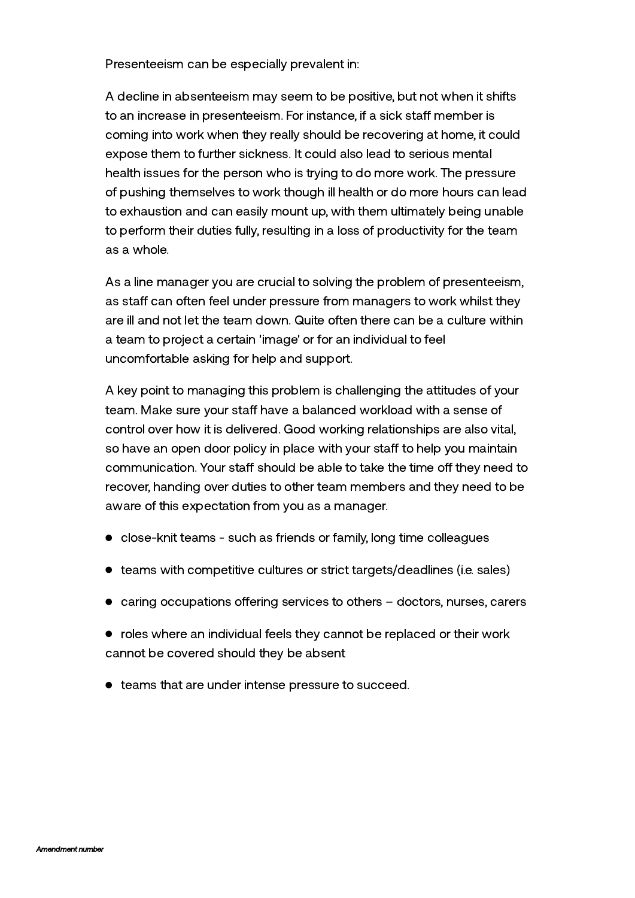Presenteeism can be especially prevalent in:

A decline in absenteeism may seem to be positive, but not when it shifts to an increase in presenteeism. For instance, if a sick staff member is coming into work when they really should be recovering at home, it could expose them to further sickness. It could also lead to serious mental health issues for the person who is trying to do more work. The pressure of pushing themselves to work though ill health or do more hours can lead to exhaustion and can easily mount up, with them ultimately being unable to perform their duties fully, resulting in a loss of productivity for the team as a whole.

As a line manager you are crucial to solving the problem of presenteeism, as staff can often feel under pressure from managers to work whilst they are ill and not let the team down. Quite often there can be a culture within a team to project a certain 'image' or for an individual to feel uncomfortable asking for help and support.

A key point to managing this problem is challenging the attitudes of your team. Make sure your staff have a balanced workload with a sense of control over how it is delivered. Good working relationships are also vital, so have an open door policy in place with your staff to help you maintain communication. Your staff should be able to take the time off they need to recover, handing over duties to other team members and they need to be aware of this expectation from you as a manager.

- close-knit teams - such as friends or family, long time colleagues
- teams with competitive cultures or strict targets/deadlines (i.e. sales)
- caring occupations offering services to others – doctors, nurses, carers
- roles where an individual feels they cannot be replaced or their work cannot be covered should they be absent
- teams that are under intense pressure to succeed.